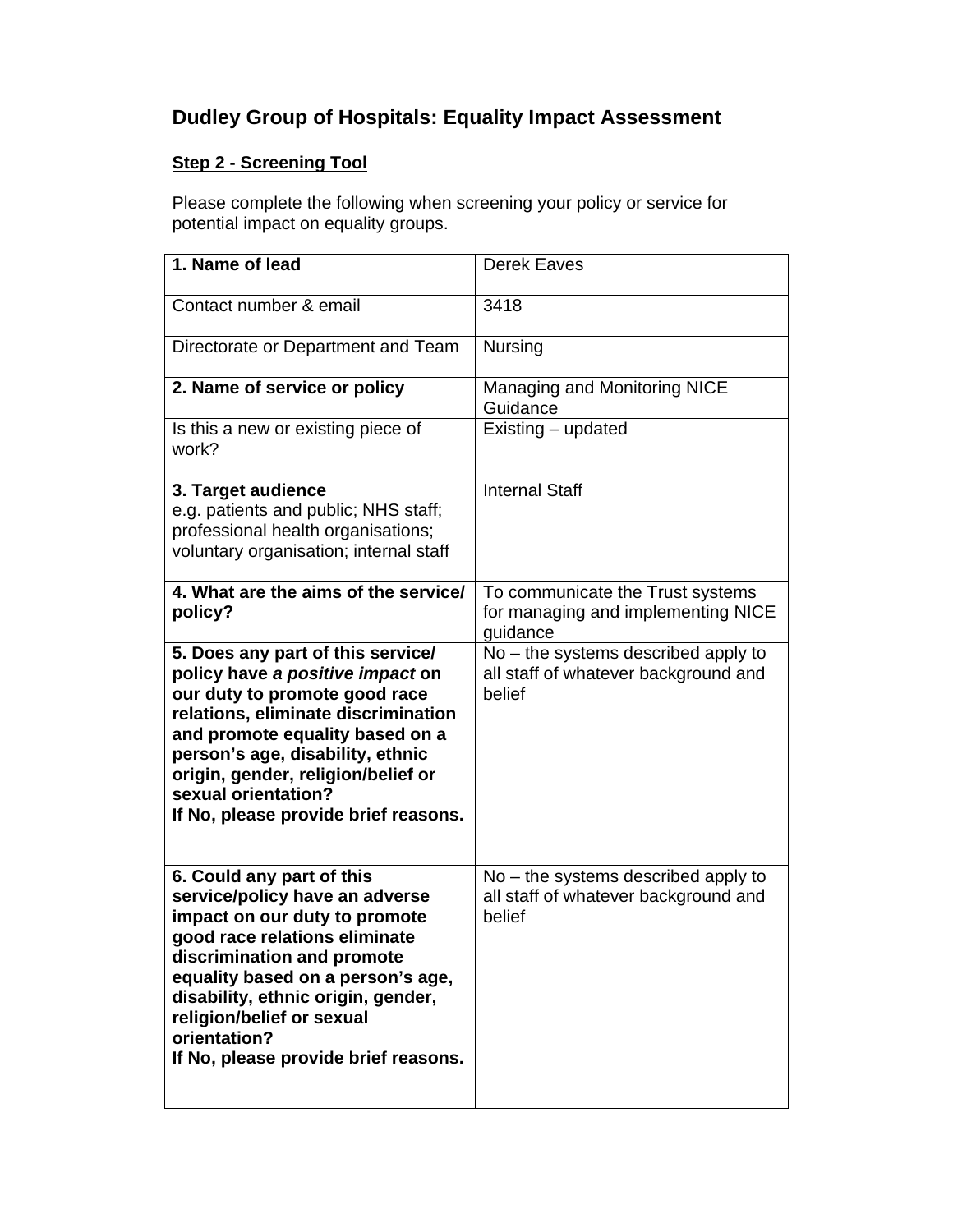# Dudley Group of Hospitals: Equality Impact Assessment

**Step 2 - Screening Tool**

Please complete the following when screening your policy or service for potential impact on equality groups.

| **1. Name of lead** | Derek Eaves |
|---|---|
| Contact number & email | 3418 |
| Directorate or Department and Team | Nursing |
| **2. Name of service or policy** | Managing and Monitoring NICE Guidance |
| Is this a new or existing piece of work? | Existing – updated |
| **3. Target audience**<br>e.g. patients and public; NHS staff; professional health organisations; voluntary organisation; internal staff | Internal Staff |
| **4. What are the aims of the service/ policy?** | To communicate the Trust systems for managing and implementing NICE guidance |
| **5. Does any part of this service/ policy have *a positive impact* on our duty to promote good race relations, eliminate discrimination and promote equality based on a person's age, disability, ethnic origin, gender, religion/belief or sexual orientation?**<br>**If No, please provide brief reasons.** | No – the systems described apply to all staff of whatever background and belief |
| **6. Could any part of this service/policy have an adverse impact on our duty to promote good race relations eliminate discrimination and promote equality based on a person's age, disability, ethnic origin, gender, religion/belief or sexual orientation?**<br>**If No, please provide brief reasons.** | No – the systems described apply to all staff of whatever background and belief |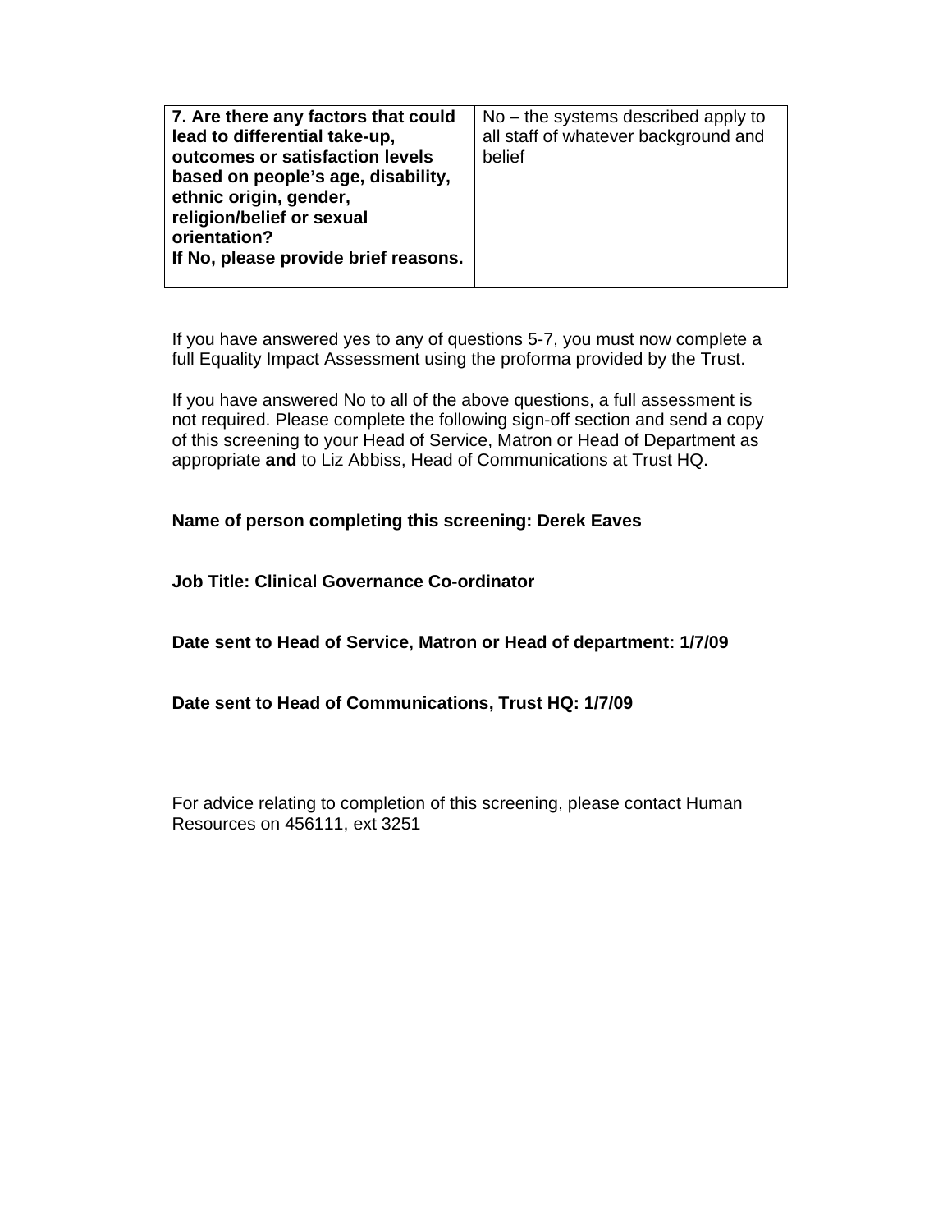| | |
|---|---|
| **7. Are there any factors that could lead to differential take-up, outcomes or satisfaction levels based on people's age, disability, ethnic origin, gender, religion/belief or sexual orientation? If No, please provide brief reasons.** | No – the systems described apply to all staff of whatever background and belief |

If you have answered yes to any of questions 5-7, you must now complete a full Equality Impact Assessment using the proforma provided by the Trust.

If you have answered No to all of the above questions, a full assessment is not required. Please complete the following sign-off section and send a copy of this screening to your Head of Service, Matron or Head of Department as appropriate **and** to Liz Abbiss, Head of Communications at Trust HQ.

**Name of person completing this screening: Derek Eaves**

**Job Title: Clinical Governance Co-ordinator**

**Date sent to Head of Service, Matron or Head of department: 1/7/09**

**Date sent to Head of Communications, Trust HQ: 1/7/09**

For advice relating to completion of this screening, please contact Human Resources on 456111, ext 3251